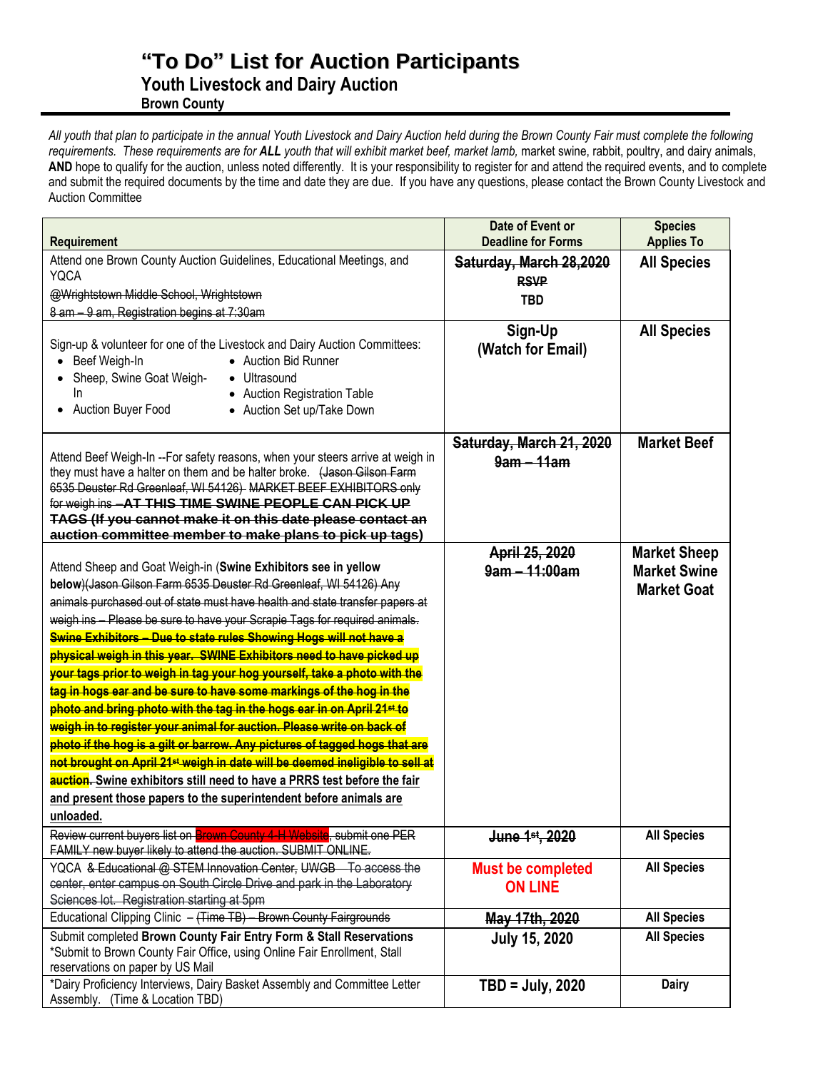# "To Do" List for Auction Participants

## Youth Livestock and Dairy Auction

### Brown County

*All youth that plan to participate in the annual Youth Livestock and Dairy Auction held during the Brown County Fair must complete the following requirements. These requirements are for **ALL** youth that will exhibit market beef, market lamb,* market swine, rabbit, poultry, and dairy animals, **AND** hope to qualify for the auction, unless noted differently. It is your responsibility to register for and attend the required events, and to complete and submit the required documents by the time and date they are due. If you have any questions, please contact the Brown County Livestock and Auction Committee

| Requirement | Date of Event or Deadline for Forms | Species Applies To |
|---|---|---|
| Attend one Brown County Auction Guidelines, Educational Meetings, and YQCA<br>~~@Wrightstown Middle School, Wrightstown~~<br>~~8 am – 9 am, Registration begins at 7:30am~~ | ~~**Saturday, March 28,2020**~~<br>~~**RSVP**~~<br>**TBD** | **All Species** |
| Sign-up & volunteer for one of the Livestock and Dairy Auction Committees:<br>• Beef Weigh-In<br>• Sheep, Swine Goat Weigh-In<br>• Auction Buyer Food<br>• Auction Bid Runner<br>• Ultrasound<br>• Auction Registration Table<br>• Auction Set up/Take Down | **Sign-Up (Watch for Email)** | **All Species** |
| Attend Beef Weigh-In --For safety reasons, when your steers arrive at weigh in they must have a halter on them and be halter broke. ~~(Jason Gilson Farm 6535 Deuster Rd Greenleaf, WI 54126) MARKET BEEF EXHIBITORS only for weigh ins~~ ~~**–AT THIS TIME SWINE PEOPLE CAN PICK UP TAGS (If you cannot make it on this date please contact an auction committee member to make plans to pick up tags)**~~ | ~~**Saturday, March 21, 2020**~~<br>~~**9am – 11am**~~ | **Market Beef** |
| Attend Sheep and Goat Weigh-in (**Swine Exhibitors see in yellow below**)~~(Jason Gilson Farm 6535 Deuster Rd Greenleaf, WI 54126) Any animals purchased out of state must have health and state transfer papers at weigh ins – Please be sure to have your Scrapie Tags for required animals.~~ ~~**Swine Exhibitors – Due to state rules Showing Hogs will not have a physical weigh in this year. SWINE Exhibitors need to have picked up your tags prior to weigh in tag your hog yourself, take a photo with the tag in hogs ear and be sure to have some markings of the hog in the photo and bring photo with the tag in the hogs ear in on April 21st to weigh in to register your animal for auction. Please write on back of photo if the hog is a gilt or barrow. Any pictures of tagged hogs that are not brought on April 21st weigh in date will be deemed ineligible to sell at auction.**~~ **Swine exhibitors still need to have a PRRS test before the fair and present those papers to the superintendent before animals are unloaded.** | ~~**April 25, 2020**~~<br>~~**9am – 11:00am**~~ | **Market Sheep**<br>**Market Swine**<br>**Market Goat** |
| ~~Review current buyers list on Brown County 4-H Website, submit one PER FAMILY new buyer likely to attend the auction. SUBMIT ONLINE.~~ | ~~**June 1st, 2020**~~ | **All Species** |
| YQCA ~~& Educational @ STEM Innovation Center, UWGB – To access the center, enter campus on South Circle Drive and park in the Laboratory Sciences lot. Registration starting at 5pm~~ | **Must be completed ON LINE** | **All Species** |
| Educational Clipping Clinic – ~~(Time TB) – Brown County Fairgrounds~~ | ~~**May 17th, 2020**~~ | **All Species** |
| Submit completed **Brown County Fair Entry Form & Stall Reservations**<br>*Submit to Brown County Fair Office, using Online Fair Enrollment, Stall reservations on paper by US Mail | **July 15, 2020** | **All Species** |
| *Dairy Proficiency Interviews, Dairy Basket Assembly and Committee Letter Assembly. (Time & Location TBD) | **TBD = July, 2020** | **Dairy** |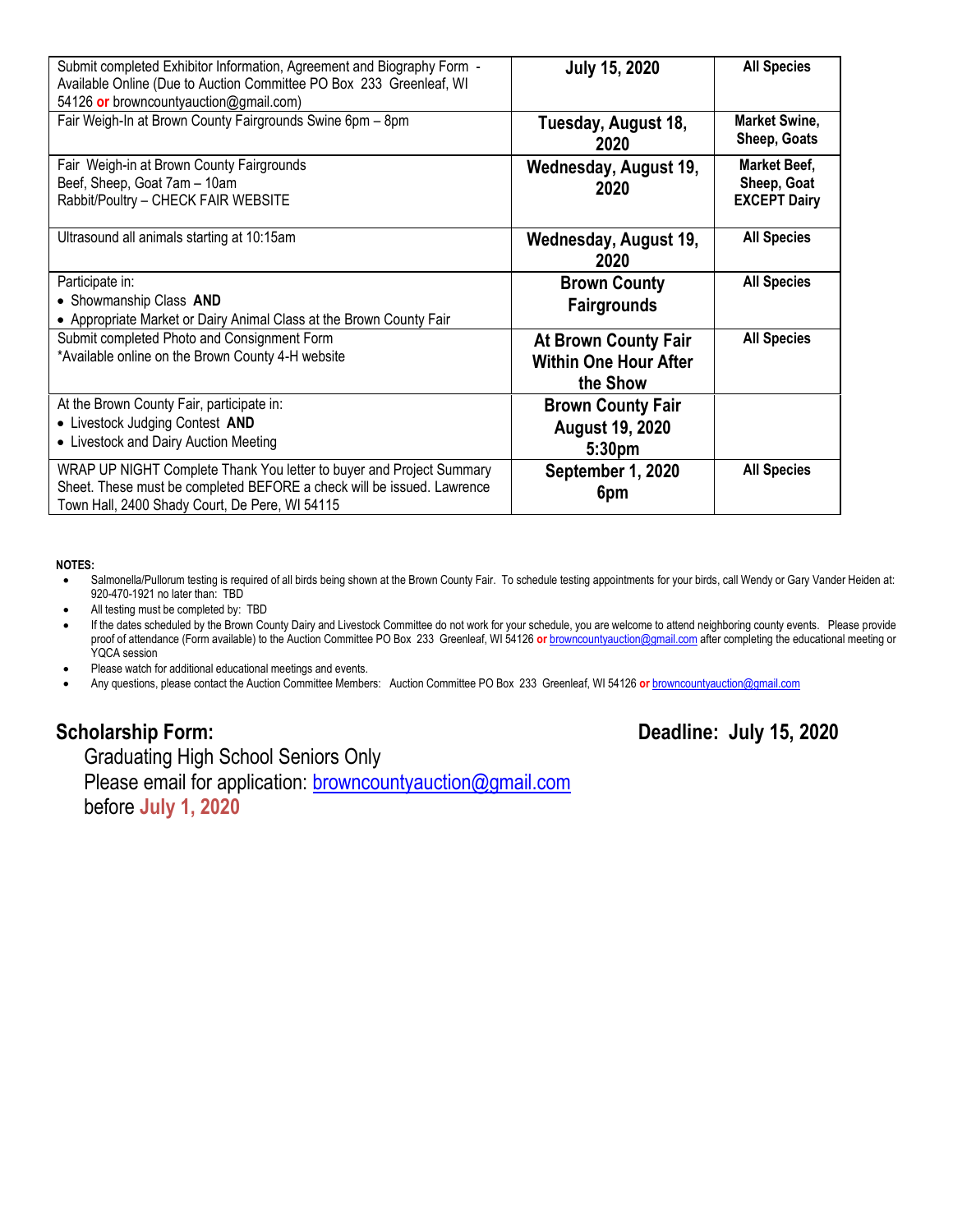| | | |
|---|---|---|
| Submit completed Exhibitor Information, Agreement and Biography Form - Available Online (Due to Auction Committee PO Box 233 Greenleaf, WI 54126 **or** browncountyauction@gmail.com) | **July 15, 2020** | **All Species** |
| Fair Weigh-In at Brown County Fairgrounds Swine 6pm – 8pm | **Tuesday, August 18, 2020** | **Market Swine, Sheep, Goats** |
| Fair Weigh-in at Brown County Fairgrounds<br>Beef, Sheep, Goat 7am – 10am<br>Rabbit/Poultry – CHECK FAIR WEBSITE | **Wednesday, August 19, 2020** | **Market Beef, Sheep, Goat EXCEPT Dairy** |
| Ultrasound all animals starting at 10:15am | **Wednesday, August 19, 2020** | **All Species** |
| Participate in:<br>• Showmanship Class **AND**<br>• Appropriate Market or Dairy Animal Class at the Brown County Fair | **Brown County Fairgrounds** | **All Species** |
| Submit completed Photo and Consignment Form<br>*Available online on the Brown County 4-H website | **At Brown County Fair Within One Hour After the Show** | **All Species** |
| At the Brown County Fair, participate in:<br>• Livestock Judging Contest **AND**<br>• Livestock and Dairy Auction Meeting | **Brown County Fair August 19, 2020 5:30pm** | |
| WRAP UP NIGHT Complete Thank You letter to buyer and Project Summary Sheet. These must be completed BEFORE a check will be issued. Lawrence Town Hall, 2400 Shady Court, De Pere, WI 54115 | **September 1, 2020 6pm** | **All Species** |

**NOTES:**

- Salmonella/Pullorum testing is required of all birds being shown at the Brown County Fair. To schedule testing appointments for your birds, call Wendy or Gary Vander Heiden at: 920-470-1921 no later than: TBD
- All testing must be completed by: TBD
- If the dates scheduled by the Brown County Dairy and Livestock Committee do not work for your schedule, you are welcome to attend neighboring county events. Please provide proof of attendance (Form available) to the Auction Committee PO Box 233 Greenleaf, WI 54126 **or** browncountyauction@gmail.com after completing the educational meeting or YQCA session
- Please watch for additional educational meetings and events.
- Any questions, please contact the Auction Committee Members: Auction Committee PO Box 233 Greenleaf, WI 54126 **or** browncountyauction@gmail.com

## Scholarship Form: Deadline: July 15, 2020

Graduating High School Seniors Only
Please email for application: browncountyauction@gmail.com
before **July 1, 2020**